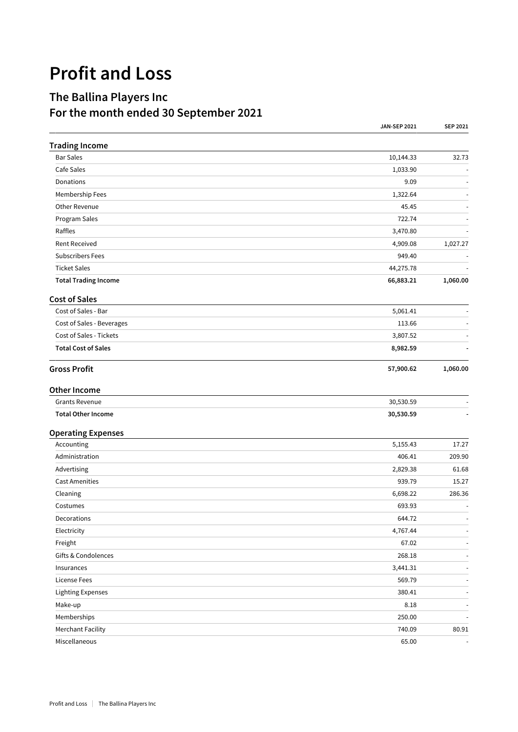# Profit and Loss

## The Ballina Players Inc
## For the month ended 30 September 2021

| | JAN-SEP 2021 | SEP 2021 |
|---|---|---|
| **Trading Income** | | |
| Bar Sales | 10,144.33 | 32.73 |
| Cafe Sales | 1,033.90 | - |
| Donations | 9.09 | - |
| Membership Fees | 1,322.64 | - |
| Other Revenue | 45.45 | - |
| Program Sales | 722.74 | - |
| Raffles | 3,470.80 | - |
| Rent Received | 4,909.08 | 1,027.27 |
| Subscribers Fees | 949.40 | - |
| Ticket Sales | 44,275.78 | - |
| **Total Trading Income** | **66,883.21** | **1,060.00** |
| **Cost of Sales** | | |
| Cost of Sales - Bar | 5,061.41 | - |
| Cost of Sales - Beverages | 113.66 | - |
| Cost of Sales - Tickets | 3,807.52 | - |
| **Total Cost of Sales** | **8,982.59** | **-** |
| **Gross Profit** | **57,900.62** | **1,060.00** |
| **Other Income** | | |
| Grants Revenue | 30,530.59 | - |
| **Total Other Income** | **30,530.59** | **-** |
| **Operating Expenses** | | |
| Accounting | 5,155.43 | 17.27 |
| Administration | 406.41 | 209.90 |
| Advertising | 2,829.38 | 61.68 |
| Cast Amenities | 939.79 | 15.27 |
| Cleaning | 6,698.22 | 286.36 |
| Costumes | 693.93 | - |
| Decorations | 644.72 | - |
| Electricity | 4,767.44 | - |
| Freight | 67.02 | - |
| Gifts & Condolences | 268.18 | - |
| Insurances | 3,441.31 | - |
| License Fees | 569.79 | - |
| Lighting Expenses | 380.41 | - |
| Make-up | 8.18 | - |
| Memberships | 250.00 | - |
| Merchant Facility | 740.09 | 80.91 |
| Miscellaneous | 65.00 | - |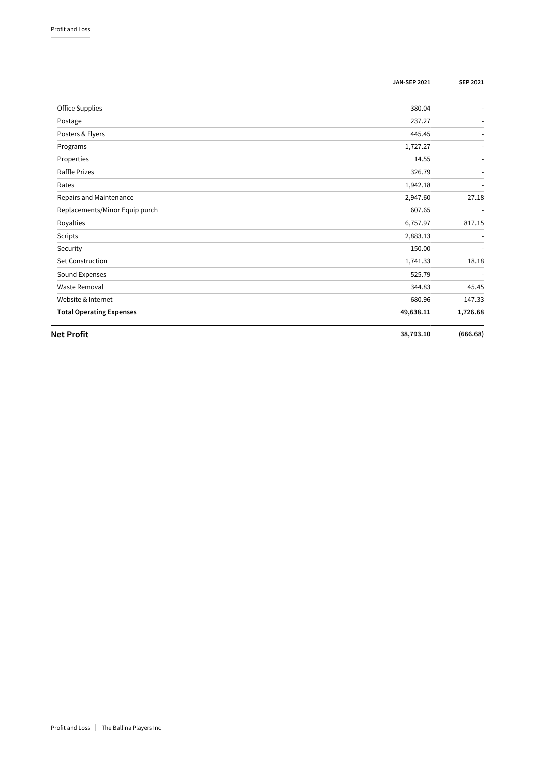| | JAN-SEP 2021 | SEP 2021 |
|---|---|---|
| Office Supplies | 380.04 | - |
| Postage | 237.27 | - |
| Posters & Flyers | 445.45 | - |
| Programs | 1,727.27 | - |
| Properties | 14.55 | - |
| Raffle Prizes | 326.79 | - |
| Rates | 1,942.18 | - |
| Repairs and Maintenance | 2,947.60 | 27.18 |
| Replacements/Minor Equip purch | 607.65 | - |
| Royalties | 6,757.97 | 817.15 |
| Scripts | 2,883.13 | - |
| Security | 150.00 | - |
| Set Construction | 1,741.33 | 18.18 |
| Sound Expenses | 525.79 | - |
| Waste Removal | 344.83 | 45.45 |
| Website & Internet | 680.96 | 147.33 |
| **Total Operating Expenses** | **49,638.11** | **1,726.68** |
| **Net Profit** | **38,793.10** | **(666.68)** |